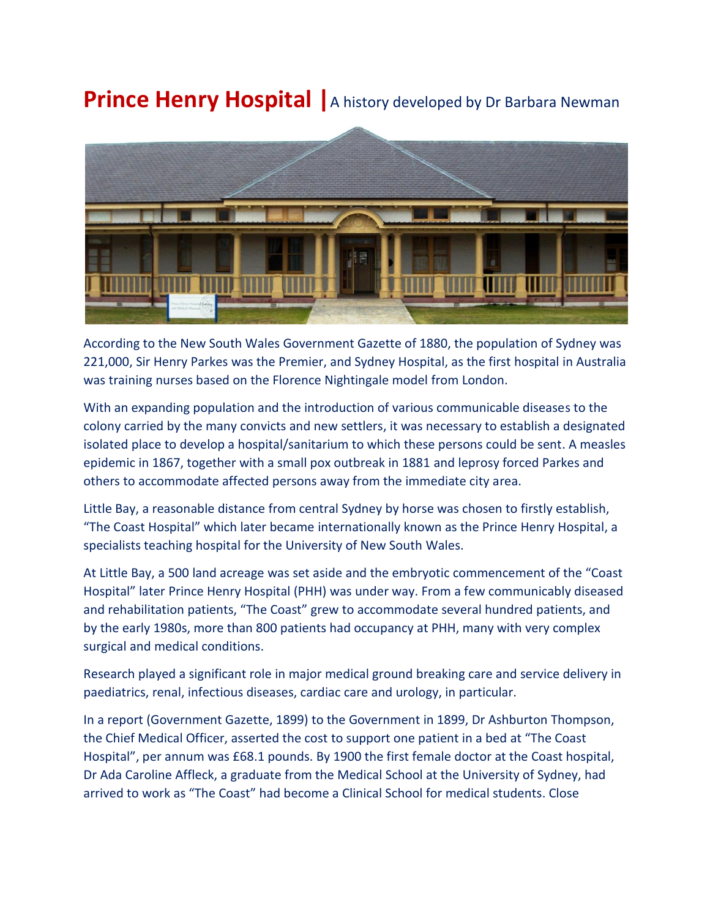# Prince Henry Hospital | A history developed by Dr Barbara Newman

According to the New South Wales Government Gazette of 1880, the population of Sydney was 221,000, Sir Henry Parkes was the Premier, and Sydney Hospital, as the first hospital in Australia was training nurses based on the Florence Nightingale model from London.

With an expanding population and the introduction of various communicable diseases to the colony carried by the many convicts and new settlers, it was necessary to establish a designated isolated place to develop a hospital/sanitarium to which these persons could be sent. A measles epidemic in 1867, together with a small pox outbreak in 1881 and leprosy forced Parkes and others to accommodate affected persons away from the immediate city area.

Little Bay, a reasonable distance from central Sydney by horse was chosen to firstly establish, "The Coast Hospital" which later became internationally known as the Prince Henry Hospital, a specialists teaching hospital for the University of New South Wales.

At Little Bay, a 500 land acreage was set aside and the embryotic commencement of the "Coast Hospital" later Prince Henry Hospital (PHH) was under way. From a few communicably diseased and rehabilitation patients, "The Coast" grew to accommodate several hundred patients, and by the early 1980s, more than 800 patients had occupancy at PHH, many with very complex surgical and medical conditions.

Research played a significant role in major medical ground breaking care and service delivery in paediatrics, renal, infectious diseases, cardiac care and urology, in particular.

In a report (Government Gazette, 1899) to the Government in 1899, Dr Ashburton Thompson, the Chief Medical Officer, asserted the cost to support one patient in a bed at "The Coast Hospital", per annum was £68.1 pounds. By 1900 the first female doctor at the Coast hospital, Dr Ada Caroline Affleck, a graduate from the Medical School at the University of Sydney, had arrived to work as "The Coast" had become a Clinical School for medical students. Close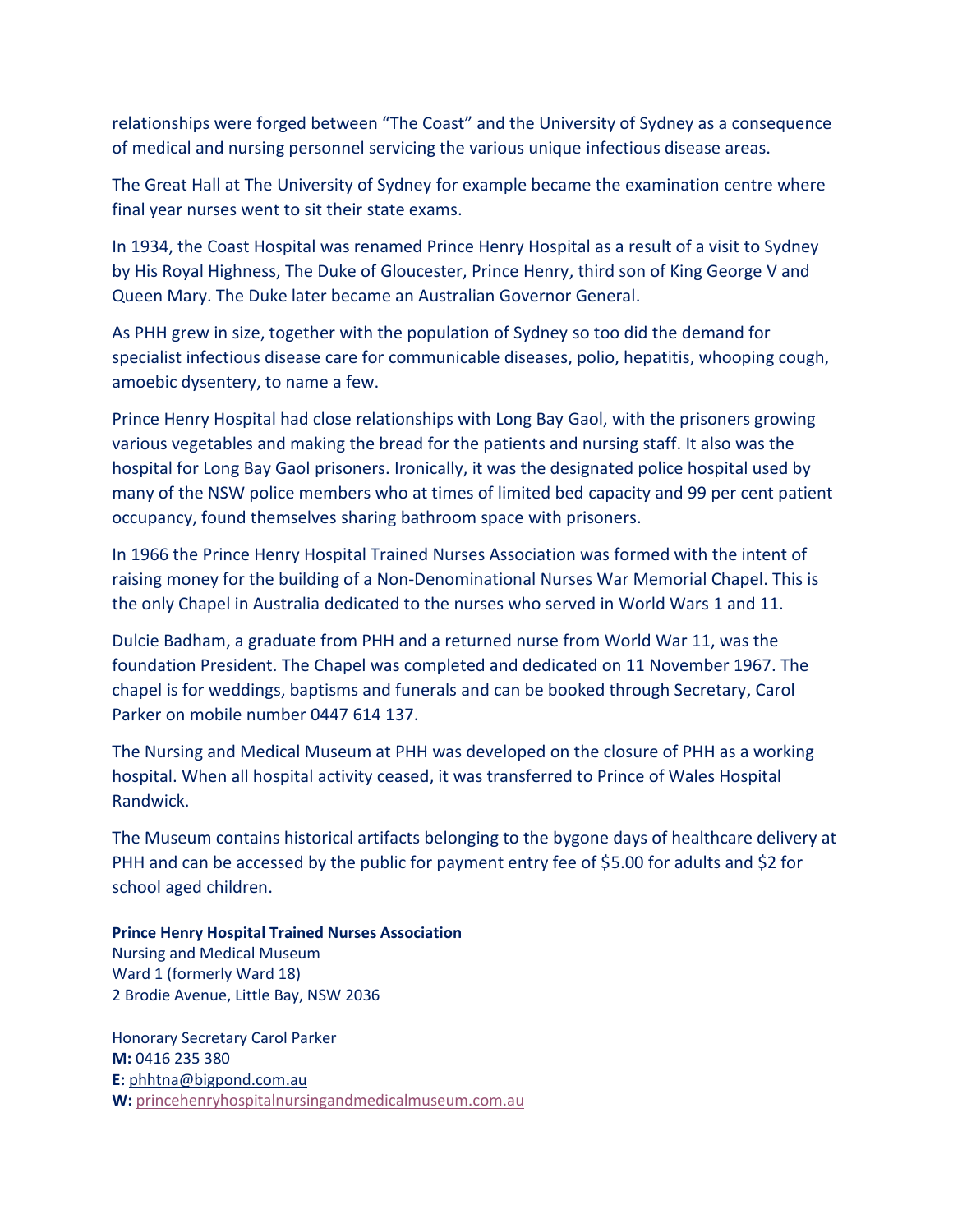relationships were forged between "The Coast" and the University of Sydney as a consequence of medical and nursing personnel servicing the various unique infectious disease areas.

The Great Hall at The University of Sydney for example became the examination centre where final year nurses went to sit their state exams.

In 1934, the Coast Hospital was renamed Prince Henry Hospital as a result of a visit to Sydney by His Royal Highness, The Duke of Gloucester, Prince Henry, third son of King George V and Queen Mary. The Duke later became an Australian Governor General.

As PHH grew in size, together with the population of Sydney so too did the demand for specialist infectious disease care for communicable diseases, polio, hepatitis, whooping cough, amoebic dysentery, to name a few.

Prince Henry Hospital had close relationships with Long Bay Gaol, with the prisoners growing various vegetables and making the bread for the patients and nursing staff. It also was the hospital for Long Bay Gaol prisoners. Ironically, it was the designated police hospital used by many of the NSW police members who at times of limited bed capacity and 99 per cent patient occupancy, found themselves sharing bathroom space with prisoners.

In 1966 the Prince Henry Hospital Trained Nurses Association was formed with the intent of raising money for the building of a Non-Denominational Nurses War Memorial Chapel. This is the only Chapel in Australia dedicated to the nurses who served in World Wars 1 and 11.

Dulcie Badham, a graduate from PHH and a returned nurse from World War 11, was the foundation President. The Chapel was completed and dedicated on 11 November 1967. The chapel is for weddings, baptisms and funerals and can be booked through Secretary, Carol Parker on mobile number 0447 614 137.

The Nursing and Medical Museum at PHH was developed on the closure of PHH as a working hospital. When all hospital activity ceased, it was transferred to Prince of Wales Hospital Randwick.

The Museum contains historical artifacts belonging to the bygone days of healthcare delivery at PHH and can be accessed by the public for payment entry fee of $5.00 for adults and $2 for school aged children.

**Prince Henry Hospital Trained Nurses Association**
Nursing and Medical Museum
Ward 1 (formerly Ward 18)
2 Brodie Avenue, Little Bay, NSW 2036

Honorary Secretary Carol Parker
**M:** 0416 235 380
**E:** phhtna@bigpond.com.au
**W:** princehenryhospitalnursingandmedicalmuseum.com.au